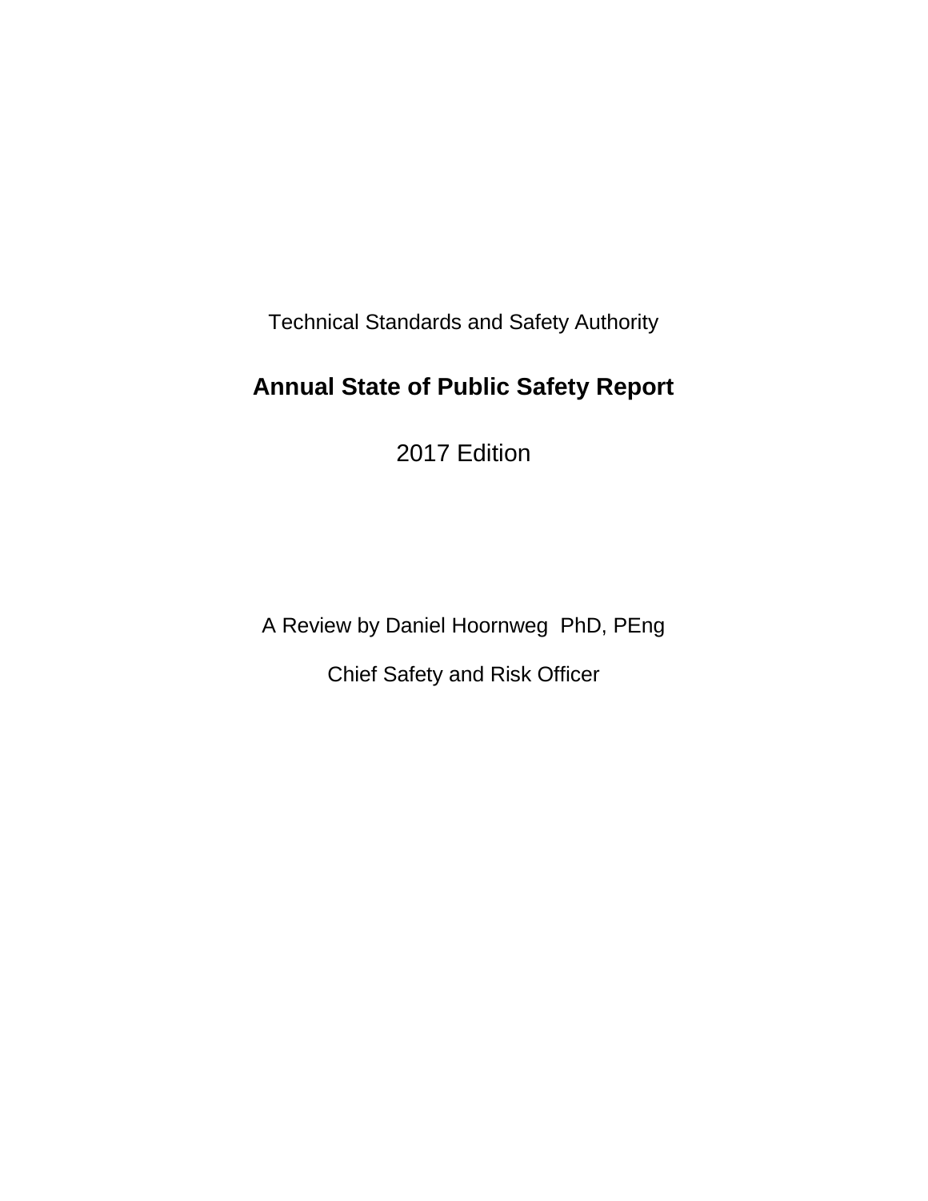Technical Standards and Safety Authority

# Annual State of Public Safety Report

2017 Edition

A Review by Daniel Hoornweg PhD, PEng

Chief Safety and Risk Officer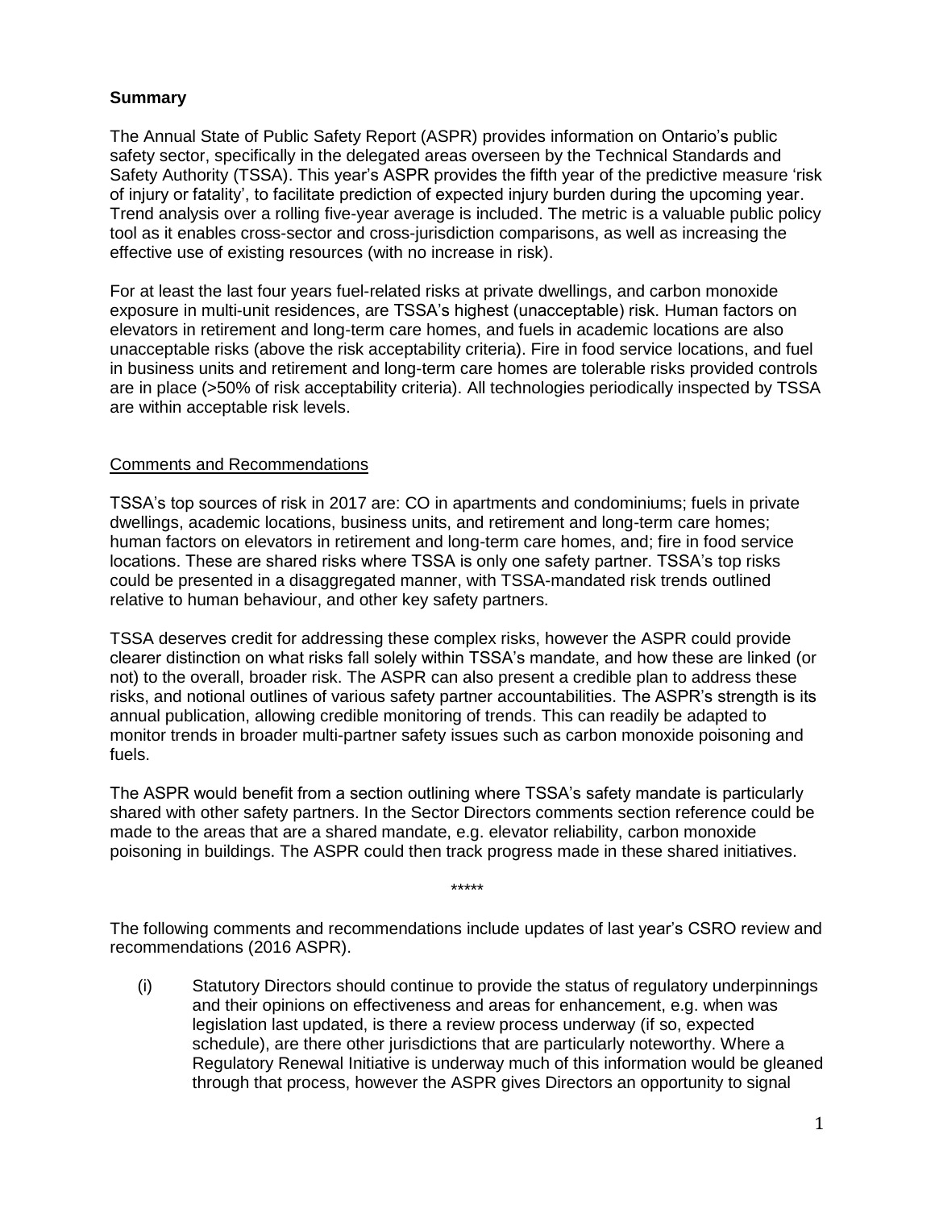**Summary**

The Annual State of Public Safety Report (ASPR) provides information on Ontario's public safety sector, specifically in the delegated areas overseen by the Technical Standards and Safety Authority (TSSA). This year's ASPR provides the fifth year of the predictive measure 'risk of injury or fatality', to facilitate prediction of expected injury burden during the upcoming year. Trend analysis over a rolling five-year average is included. The metric is a valuable public policy tool as it enables cross-sector and cross-jurisdiction comparisons, as well as increasing the effective use of existing resources (with no increase in risk).

For at least the last four years fuel-related risks at private dwellings, and carbon monoxide exposure in multi-unit residences, are TSSA's highest (unacceptable) risk. Human factors on elevators in retirement and long-term care homes, and fuels in academic locations are also unacceptable risks (above the risk acceptability criteria). Fire in food service locations, and fuel in business units and retirement and long-term care homes are tolerable risks provided controls are in place (>50% of risk acceptability criteria). All technologies periodically inspected by TSSA are within acceptable risk levels.

Comments and Recommendations

TSSA's top sources of risk in 2017 are: CO in apartments and condominiums; fuels in private dwellings, academic locations, business units, and retirement and long-term care homes; human factors on elevators in retirement and long-term care homes, and; fire in food service locations. These are shared risks where TSSA is only one safety partner. TSSA's top risks could be presented in a disaggregated manner, with TSSA-mandated risk trends outlined relative to human behaviour, and other key safety partners.

TSSA deserves credit for addressing these complex risks, however the ASPR could provide clearer distinction on what risks fall solely within TSSA's mandate, and how these are linked (or not) to the overall, broader risk. The ASPR can also present a credible plan to address these risks, and notional outlines of various safety partner accountabilities. The ASPR's strength is its annual publication, allowing credible monitoring of trends. This can readily be adapted to monitor trends in broader multi-partner safety issues such as carbon monoxide poisoning and fuels.

The ASPR would benefit from a section outlining where TSSA's safety mandate is particularly shared with other safety partners. In the Sector Directors comments section reference could be made to the areas that are a shared mandate, e.g. elevator reliability, carbon monoxide poisoning in buildings. The ASPR could then track progress made in these shared initiatives.

*****

The following comments and recommendations include updates of last year's CSRO review and recommendations (2016 ASPR).

(i) Statutory Directors should continue to provide the status of regulatory underpinnings and their opinions on effectiveness and areas for enhancement, e.g. when was legislation last updated, is there a review process underway (if so, expected schedule), are there other jurisdictions that are particularly noteworthy. Where a Regulatory Renewal Initiative is underway much of this information would be gleaned through that process, however the ASPR gives Directors an opportunity to signal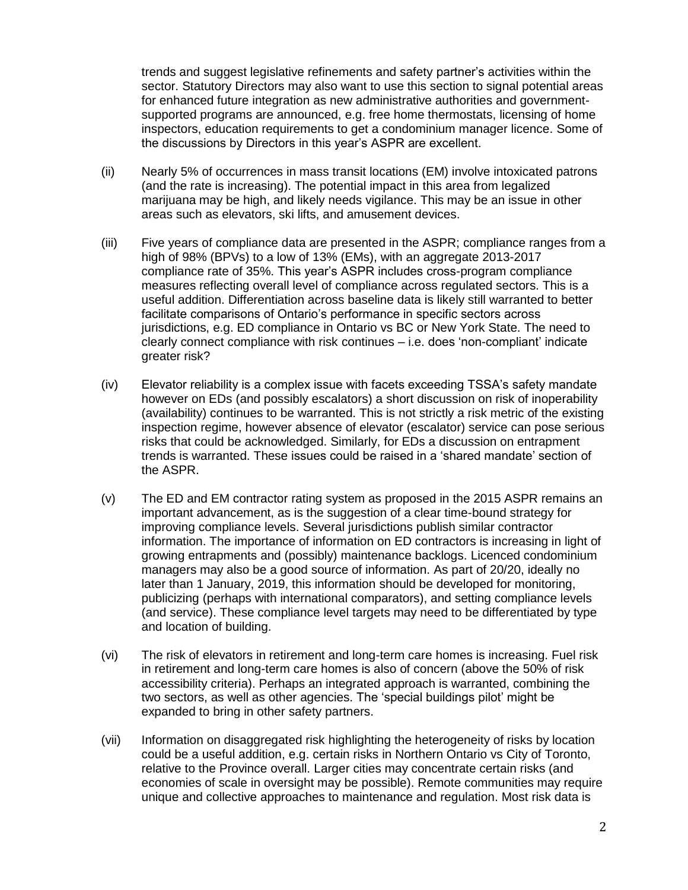trends and suggest legislative refinements and safety partner's activities within the sector. Statutory Directors may also want to use this section to signal potential areas for enhanced future integration as new administrative authorities and government-supported programs are announced, e.g. free home thermostats, licensing of home inspectors, education requirements to get a condominium manager licence. Some of the discussions by Directors in this year's ASPR are excellent.

(ii) Nearly 5% of occurrences in mass transit locations (EM) involve intoxicated patrons (and the rate is increasing). The potential impact in this area from legalized marijuana may be high, and likely needs vigilance. This may be an issue in other areas such as elevators, ski lifts, and amusement devices.

(iii) Five years of compliance data are presented in the ASPR; compliance ranges from a high of 98% (BPVs) to a low of 13% (EMs), with an aggregate 2013-2017 compliance rate of 35%. This year's ASPR includes cross-program compliance measures reflecting overall level of compliance across regulated sectors. This is a useful addition. Differentiation across baseline data is likely still warranted to better facilitate comparisons of Ontario's performance in specific sectors across jurisdictions, e.g. ED compliance in Ontario vs BC or New York State. The need to clearly connect compliance with risk continues – i.e. does 'non-compliant' indicate greater risk?

(iv) Elevator reliability is a complex issue with facets exceeding TSSA's safety mandate however on EDs (and possibly escalators) a short discussion on risk of inoperability (availability) continues to be warranted. This is not strictly a risk metric of the existing inspection regime, however absence of elevator (escalator) service can pose serious risks that could be acknowledged. Similarly, for EDs a discussion on entrapment trends is warranted. These issues could be raised in a 'shared mandate' section of the ASPR.

(v) The ED and EM contractor rating system as proposed in the 2015 ASPR remains an important advancement, as is the suggestion of a clear time-bound strategy for improving compliance levels. Several jurisdictions publish similar contractor information. The importance of information on ED contractors is increasing in light of growing entrapments and (possibly) maintenance backlogs. Licenced condominium managers may also be a good source of information. As part of 20/20, ideally no later than 1 January, 2019, this information should be developed for monitoring, publicizing (perhaps with international comparators), and setting compliance levels (and service). These compliance level targets may need to be differentiated by type and location of building.

(vi) The risk of elevators in retirement and long-term care homes is increasing. Fuel risk in retirement and long-term care homes is also of concern (above the 50% of risk accessibility criteria). Perhaps an integrated approach is warranted, combining the two sectors, as well as other agencies. The 'special buildings pilot' might be expanded to bring in other safety partners.

(vii) Information on disaggregated risk highlighting the heterogeneity of risks by location could be a useful addition, e.g. certain risks in Northern Ontario vs City of Toronto, relative to the Province overall. Larger cities may concentrate certain risks (and economies of scale in oversight may be possible). Remote communities may require unique and collective approaches to maintenance and regulation. Most risk data is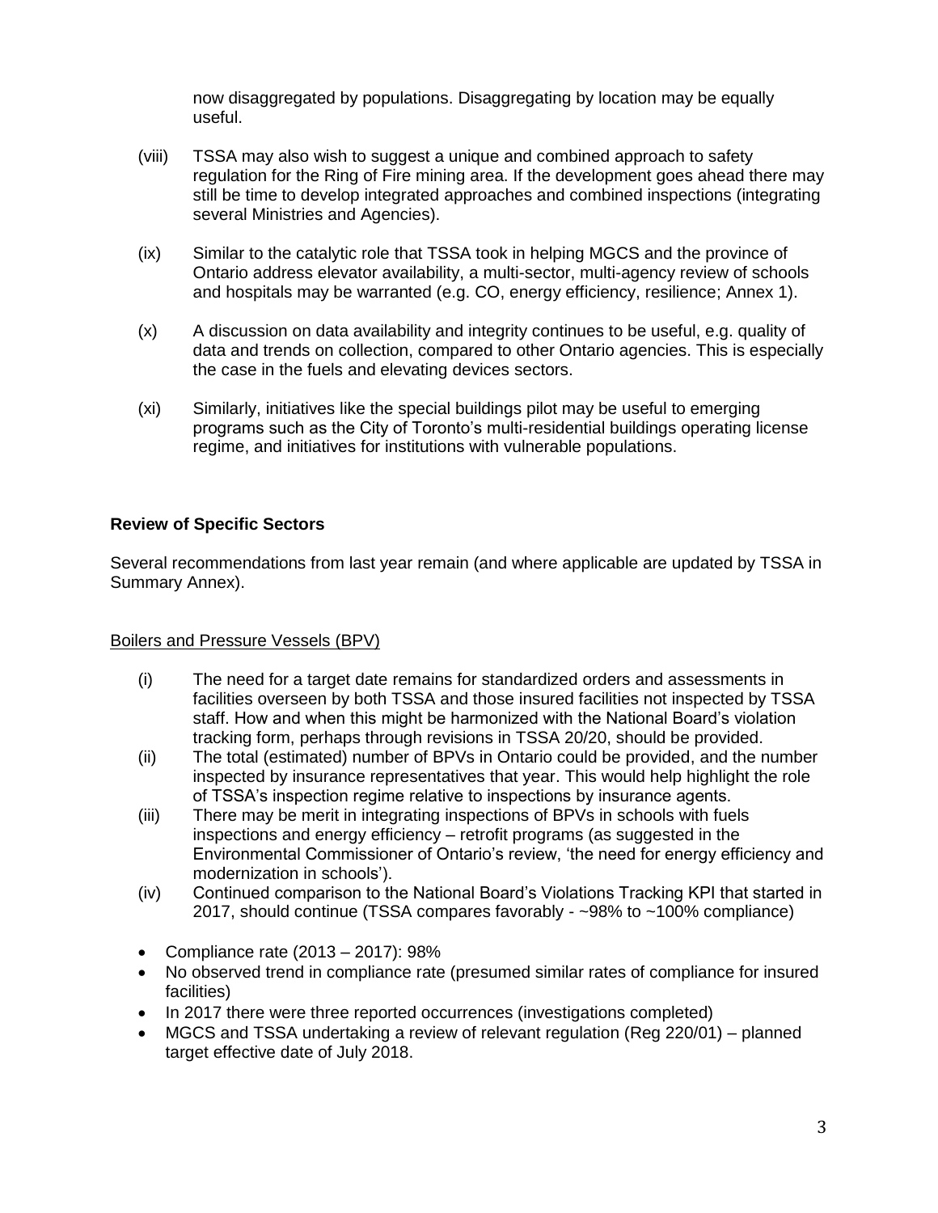now disaggregated by populations. Disaggregating by location may be equally useful.

(viii) TSSA may also wish to suggest a unique and combined approach to safety regulation for the Ring of Fire mining area. If the development goes ahead there may still be time to develop integrated approaches and combined inspections (integrating several Ministries and Agencies).

(ix) Similar to the catalytic role that TSSA took in helping MGCS and the province of Ontario address elevator availability, a multi-sector, multi-agency review of schools and hospitals may be warranted (e.g. CO, energy efficiency, resilience; Annex 1).

(x) A discussion on data availability and integrity continues to be useful, e.g. quality of data and trends on collection, compared to other Ontario agencies. This is especially the case in the fuels and elevating devices sectors.

(xi) Similarly, initiatives like the special buildings pilot may be useful to emerging programs such as the City of Toronto's multi-residential buildings operating license regime, and initiatives for institutions with vulnerable populations.

**Review of Specific Sectors**

Several recommendations from last year remain (and where applicable are updated by TSSA in Summary Annex).

Boilers and Pressure Vessels (BPV)

(i) The need for a target date remains for standardized orders and assessments in facilities overseen by both TSSA and those insured facilities not inspected by TSSA staff. How and when this might be harmonized with the National Board's violation tracking form, perhaps through revisions in TSSA 20/20, should be provided.
(ii) The total (estimated) number of BPVs in Ontario could be provided, and the number inspected by insurance representatives that year. This would help highlight the role of TSSA's inspection regime relative to inspections by insurance agents.
(iii) There may be merit in integrating inspections of BPVs in schools with fuels inspections and energy efficiency – retrofit programs (as suggested in the Environmental Commissioner of Ontario's review, 'the need for energy efficiency and modernization in schools').
(iv) Continued comparison to the National Board's Violations Tracking KPI that started in 2017, should continue (TSSA compares favorably - ~98% to ~100% compliance)

- Compliance rate (2013 – 2017): 98%
- No observed trend in compliance rate (presumed similar rates of compliance for insured facilities)
- In 2017 there were three reported occurrences (investigations completed)
- MGCS and TSSA undertaking a review of relevant regulation (Reg 220/01) – planned target effective date of July 2018.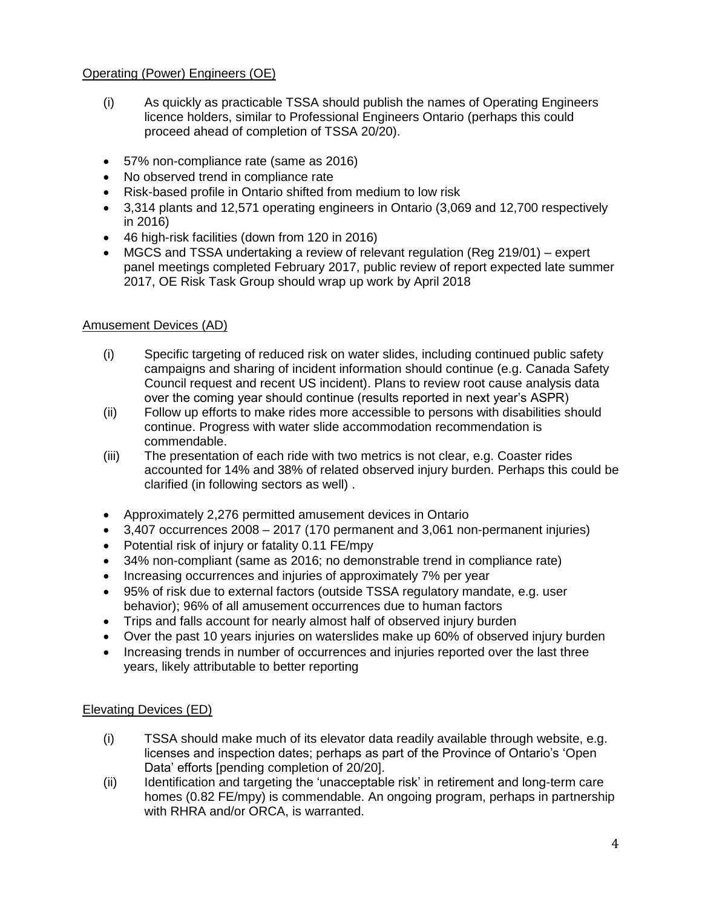## Operating (Power) Engineers (OE)

(i) As quickly as practicable TSSA should publish the names of Operating Engineers licence holders, similar to Professional Engineers Ontario (perhaps this could proceed ahead of completion of TSSA 20/20).

- 57% non-compliance rate (same as 2016)
- No observed trend in compliance rate
- Risk-based profile in Ontario shifted from medium to low risk
- 3,314 plants and 12,571 operating engineers in Ontario (3,069 and 12,700 respectively in 2016)
- 46 high-risk facilities (down from 120 in 2016)
- MGCS and TSSA undertaking a review of relevant regulation (Reg 219/01) – expert panel meetings completed February 2017, public review of report expected late summer 2017, OE Risk Task Group should wrap up work by April 2018

## Amusement Devices (AD)

(i) Specific targeting of reduced risk on water slides, including continued public safety campaigns and sharing of incident information should continue (e.g. Canada Safety Council request and recent US incident). Plans to review root cause analysis data over the coming year should continue (results reported in next year's ASPR)

(ii) Follow up efforts to make rides more accessible to persons with disabilities should continue. Progress with water slide accommodation recommendation is commendable.

(iii) The presentation of each ride with two metrics is not clear, e.g. Coaster rides accounted for 14% and 38% of related observed injury burden. Perhaps this could be clarified (in following sectors as well) .

- Approximately 2,276 permitted amusement devices in Ontario
- 3,407 occurrences 2008 – 2017 (170 permanent and 3,061 non-permanent injuries)
- Potential risk of injury or fatality 0.11 FE/mpy
- 34% non-compliant (same as 2016; no demonstrable trend in compliance rate)
- Increasing occurrences and injuries of approximately 7% per year
- 95% of risk due to external factors (outside TSSA regulatory mandate, e.g. user behavior); 96% of all amusement occurrences due to human factors
- Trips and falls account for nearly almost half of observed injury burden
- Over the past 10 years injuries on waterslides make up 60% of observed injury burden
- Increasing trends in number of occurrences and injuries reported over the last three years, likely attributable to better reporting

## Elevating Devices (ED)

(i) TSSA should make much of its elevator data readily available through website, e.g. licenses and inspection dates; perhaps as part of the Province of Ontario's 'Open Data' efforts [pending completion of 20/20].

(ii) Identification and targeting the 'unacceptable risk' in retirement and long-term care homes (0.82 FE/mpy) is commendable. An ongoing program, perhaps in partnership with RHRA and/or ORCA, is warranted.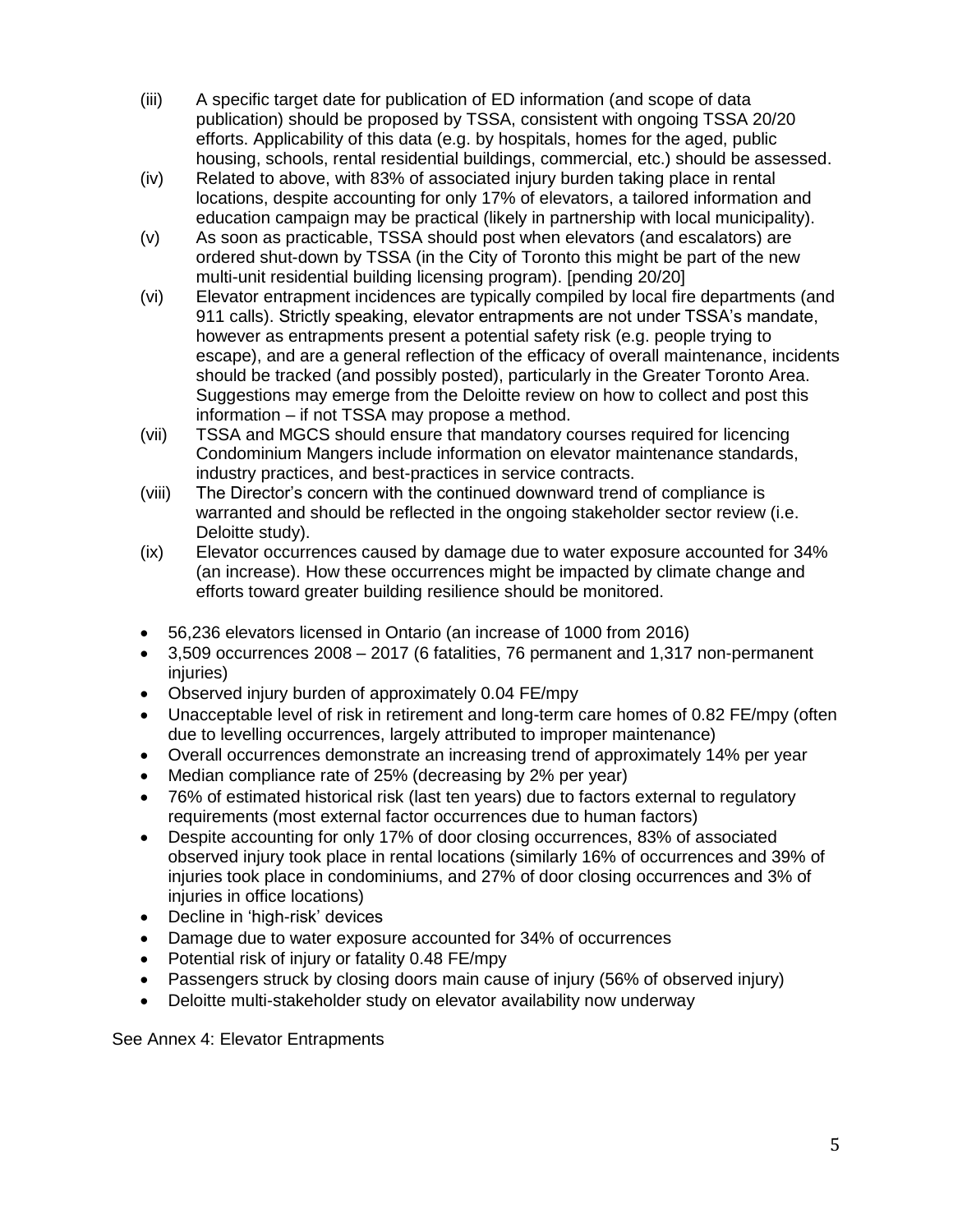(iii) A specific target date for publication of ED information (and scope of data publication) should be proposed by TSSA, consistent with ongoing TSSA 20/20 efforts. Applicability of this data (e.g. by hospitals, homes for the aged, public housing, schools, rental residential buildings, commercial, etc.) should be assessed.

(iv) Related to above, with 83% of associated injury burden taking place in rental locations, despite accounting for only 17% of elevators, a tailored information and education campaign may be practical (likely in partnership with local municipality).

(v) As soon as practicable, TSSA should post when elevators (and escalators) are ordered shut-down by TSSA (in the City of Toronto this might be part of the new multi-unit residential building licensing program). [pending 20/20]

(vi) Elevator entrapment incidences are typically compiled by local fire departments (and 911 calls). Strictly speaking, elevator entrapments are not under TSSA's mandate, however as entrapments present a potential safety risk (e.g. people trying to escape), and are a general reflection of the efficacy of overall maintenance, incidents should be tracked (and possibly posted), particularly in the Greater Toronto Area. Suggestions may emerge from the Deloitte review on how to collect and post this information – if not TSSA may propose a method.

(vii) TSSA and MGCS should ensure that mandatory courses required for licencing Condominium Mangers include information on elevator maintenance standards, industry practices, and best-practices in service contracts.

(viii) The Director's concern with the continued downward trend of compliance is warranted and should be reflected in the ongoing stakeholder sector review (i.e. Deloitte study).

(ix) Elevator occurrences caused by damage due to water exposure accounted for 34% (an increase). How these occurrences might be impacted by climate change and efforts toward greater building resilience should be monitored.

- 56,236 elevators licensed in Ontario (an increase of 1000 from 2016)
- 3,509 occurrences 2008 – 2017 (6 fatalities, 76 permanent and 1,317 non-permanent injuries)
- Observed injury burden of approximately 0.04 FE/mpy
- Unacceptable level of risk in retirement and long-term care homes of 0.82 FE/mpy (often due to levelling occurrences, largely attributed to improper maintenance)
- Overall occurrences demonstrate an increasing trend of approximately 14% per year
- Median compliance rate of 25% (decreasing by 2% per year)
- 76% of estimated historical risk (last ten years) due to factors external to regulatory requirements (most external factor occurrences due to human factors)
- Despite accounting for only 17% of door closing occurrences, 83% of associated observed injury took place in rental locations (similarly 16% of occurrences and 39% of injuries took place in condominiums, and 27% of door closing occurrences and 3% of injuries in office locations)
- Decline in 'high-risk' devices
- Damage due to water exposure accounted for 34% of occurrences
- Potential risk of injury or fatality 0.48 FE/mpy
- Passengers struck by closing doors main cause of injury (56% of observed injury)
- Deloitte multi-stakeholder study on elevator availability now underway

See Annex 4: Elevator Entrapments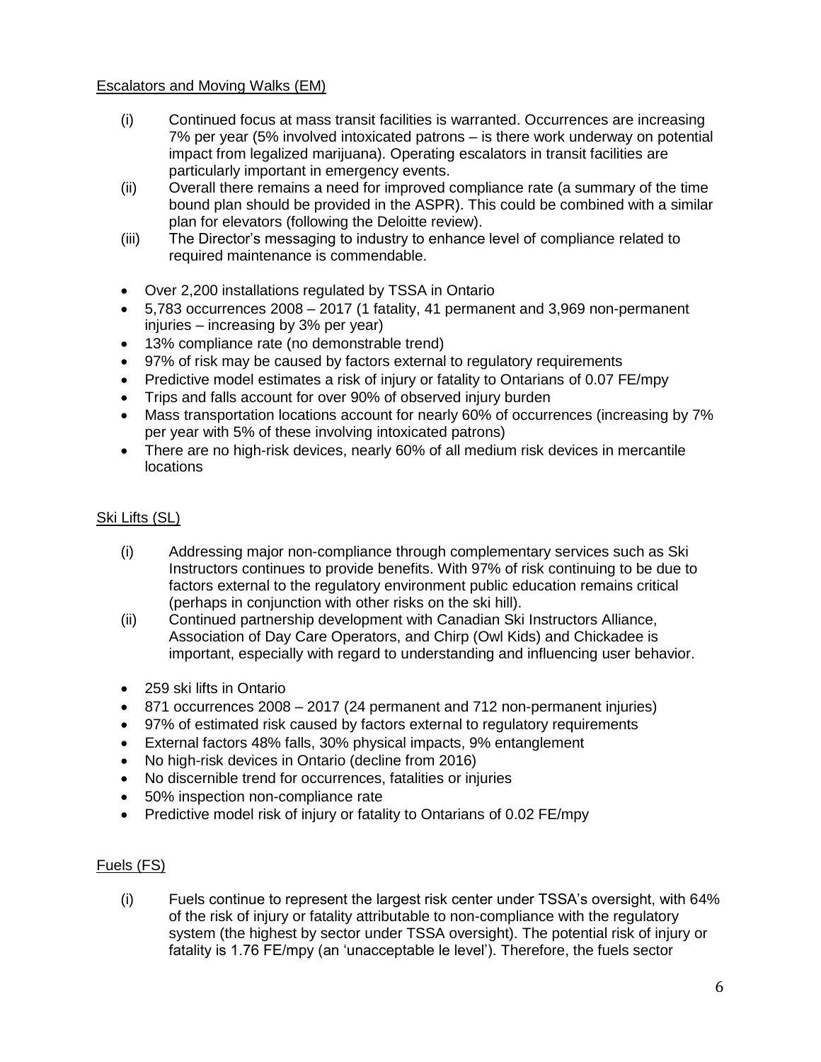Escalators and Moving Walks (EM)

(i) Continued focus at mass transit facilities is warranted. Occurrences are increasing 7% per year (5% involved intoxicated patrons – is there work underway on potential impact from legalized marijuana). Operating escalators in transit facilities are particularly important in emergency events.

(ii) Overall there remains a need for improved compliance rate (a summary of the time bound plan should be provided in the ASPR). This could be combined with a similar plan for elevators (following the Deloitte review).

(iii) The Director's messaging to industry to enhance level of compliance related to required maintenance is commendable.

- Over 2,200 installations regulated by TSSA in Ontario
- 5,783 occurrences 2008 – 2017 (1 fatality, 41 permanent and 3,969 non-permanent injuries – increasing by 3% per year)
- 13% compliance rate (no demonstrable trend)
- 97% of risk may be caused by factors external to regulatory requirements
- Predictive model estimates a risk of injury or fatality to Ontarians of 0.07 FE/mpy
- Trips and falls account for over 90% of observed injury burden
- Mass transportation locations account for nearly 60% of occurrences (increasing by 7% per year with 5% of these involving intoxicated patrons)
- There are no high-risk devices, nearly 60% of all medium risk devices in mercantile locations

Ski Lifts (SL)

(i) Addressing major non-compliance through complementary services such as Ski Instructors continues to provide benefits. With 97% of risk continuing to be due to factors external to the regulatory environment public education remains critical (perhaps in conjunction with other risks on the ski hill).

(ii) Continued partnership development with Canadian Ski Instructors Alliance, Association of Day Care Operators, and Chirp (Owl Kids) and Chickadee is important, especially with regard to understanding and influencing user behavior.

- 259 ski lifts in Ontario
- 871 occurrences 2008 – 2017 (24 permanent and 712 non-permanent injuries)
- 97% of estimated risk caused by factors external to regulatory requirements
- External factors 48% falls, 30% physical impacts, 9% entanglement
- No high-risk devices in Ontario (decline from 2016)
- No discernible trend for occurrences, fatalities or injuries
- 50% inspection non-compliance rate
- Predictive model risk of injury or fatality to Ontarians of 0.02 FE/mpy

Fuels (FS)

(i) Fuels continue to represent the largest risk center under TSSA's oversight, with 64% of the risk of injury or fatality attributable to non-compliance with the regulatory system (the highest by sector under TSSA oversight). The potential risk of injury or fatality is 1.76 FE/mpy (an 'unacceptable le level'). Therefore, the fuels sector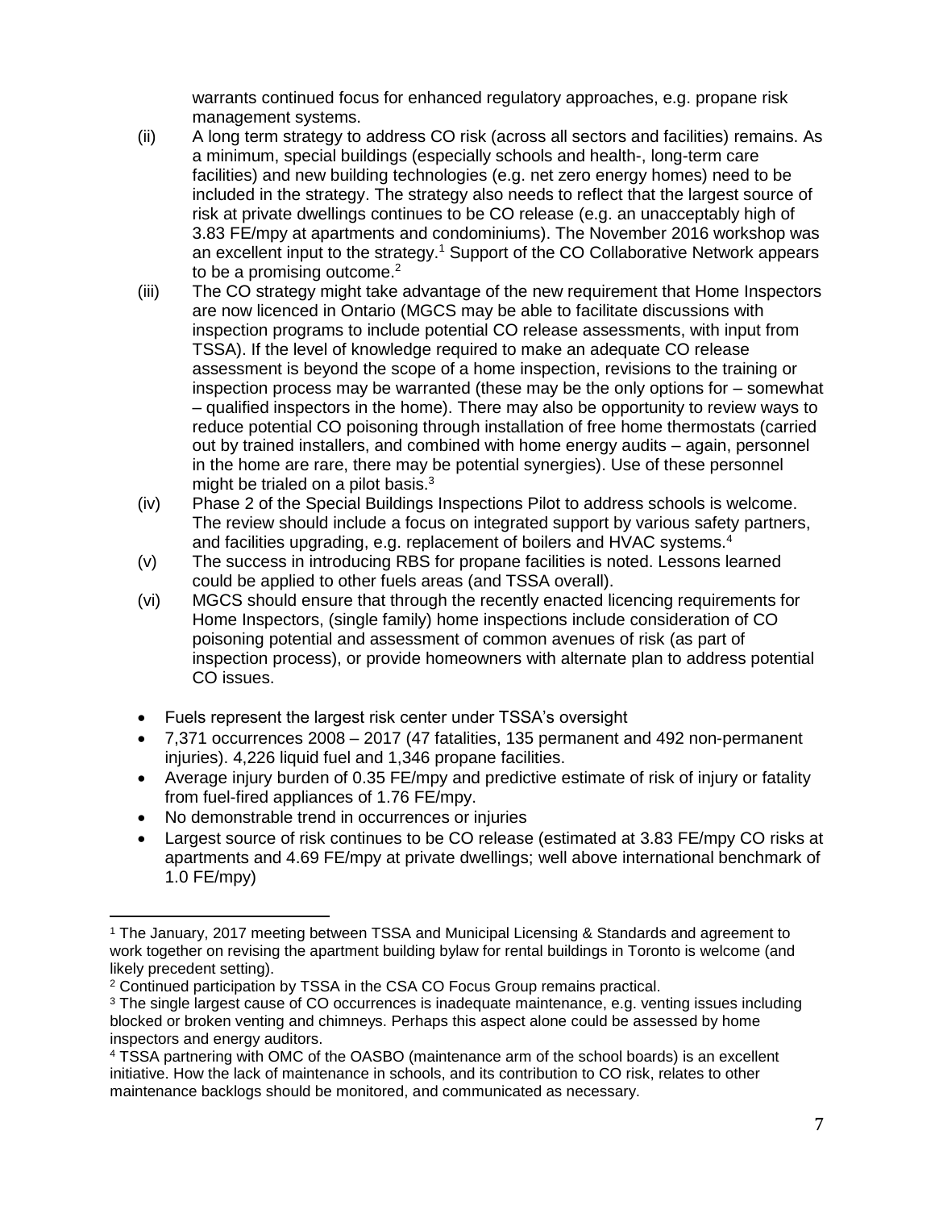warrants continued focus for enhanced regulatory approaches, e.g. propane risk management systems.

(ii) A long term strategy to address CO risk (across all sectors and facilities) remains. As a minimum, special buildings (especially schools and health-, long-term care facilities) and new building technologies (e.g. net zero energy homes) need to be included in the strategy. The strategy also needs to reflect that the largest source of risk at private dwellings continues to be CO release (e.g. an unacceptably high of 3.83 FE/mpy at apartments and condominiums). The November 2016 workshop was an excellent input to the strategy.[1] Support of the CO Collaborative Network appears to be a promising outcome.[2]

(iii) The CO strategy might take advantage of the new requirement that Home Inspectors are now licenced in Ontario (MGCS may be able to facilitate discussions with inspection programs to include potential CO release assessments, with input from TSSA). If the level of knowledge required to make an adequate CO release assessment is beyond the scope of a home inspection, revisions to the training or inspection process may be warranted (these may be the only options for – somewhat – qualified inspectors in the home). There may also be opportunity to review ways to reduce potential CO poisoning through installation of free home thermostats (carried out by trained installers, and combined with home energy audits – again, personnel in the home are rare, there may be potential synergies). Use of these personnel might be trialed on a pilot basis.[3]

(iv) Phase 2 of the Special Buildings Inspections Pilot to address schools is welcome. The review should include a focus on integrated support by various safety partners, and facilities upgrading, e.g. replacement of boilers and HVAC systems.[4]

(v) The success in introducing RBS for propane facilities is noted. Lessons learned could be applied to other fuels areas (and TSSA overall).

(vi) MGCS should ensure that through the recently enacted licencing requirements for Home Inspectors, (single family) home inspections include consideration of CO poisoning potential and assessment of common avenues of risk (as part of inspection process), or provide homeowners with alternate plan to address potential CO issues.

- Fuels represent the largest risk center under TSSA's oversight
- 7,371 occurrences 2008 – 2017 (47 fatalities, 135 permanent and 492 non-permanent injuries). 4,226 liquid fuel and 1,346 propane facilities.
- Average injury burden of 0.35 FE/mpy and predictive estimate of risk of injury or fatality from fuel-fired appliances of 1.76 FE/mpy.
- No demonstrable trend in occurrences or injuries
- Largest source of risk continues to be CO release (estimated at 3.83 FE/mpy CO risks at apartments and 4.69 FE/mpy at private dwellings; well above international benchmark of 1.0 FE/mpy)

---

[1] The January, 2017 meeting between TSSA and Municipal Licensing & Standards and agreement to work together on revising the apartment building bylaw for rental buildings in Toronto is welcome (and likely precedent setting).

[2] Continued participation by TSSA in the CSA CO Focus Group remains practical.

[3] The single largest cause of CO occurrences is inadequate maintenance, e.g. venting issues including blocked or broken venting and chimneys. Perhaps this aspect alone could be assessed by home inspectors and energy auditors.

[4] TSSA partnering with OMC of the OASBO (maintenance arm of the school boards) is an excellent initiative. How the lack of maintenance in schools, and its contribution to CO risk, relates to other maintenance backlogs should be monitored, and communicated as necessary.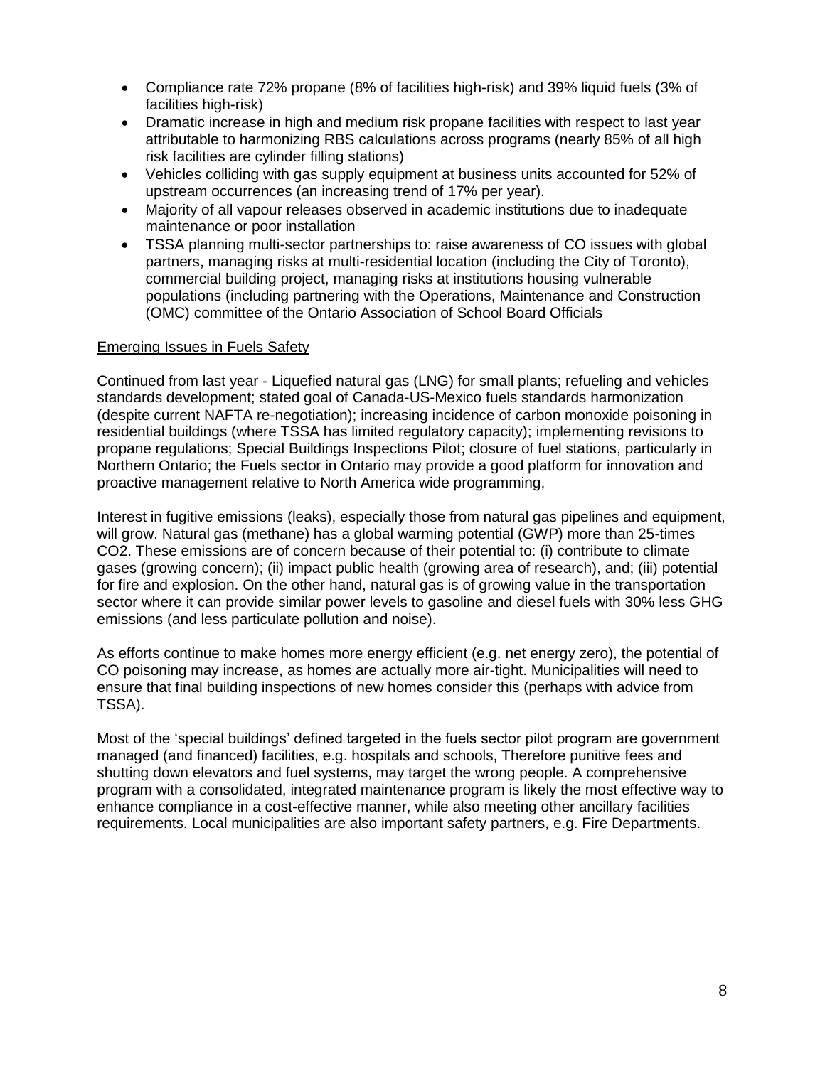- Compliance rate 72% propane (8% of facilities high-risk) and 39% liquid fuels (3% of facilities high-risk)
- Dramatic increase in high and medium risk propane facilities with respect to last year attributable to harmonizing RBS calculations across programs (nearly 85% of all high risk facilities are cylinder filling stations)
- Vehicles colliding with gas supply equipment at business units accounted for 52% of upstream occurrences (an increasing trend of 17% per year).
- Majority of all vapour releases observed in academic institutions due to inadequate maintenance or poor installation
- TSSA planning multi-sector partnerships to: raise awareness of CO issues with global partners, managing risks at multi-residential location (including the City of Toronto), commercial building project, managing risks at institutions housing vulnerable populations (including partnering with the Operations, Maintenance and Construction (OMC) committee of the Ontario Association of School Board Officials

Emerging Issues in Fuels Safety

Continued from last year - Liquefied natural gas (LNG) for small plants; refueling and vehicles standards development; stated goal of Canada-US-Mexico fuels standards harmonization (despite current NAFTA re-negotiation); increasing incidence of carbon monoxide poisoning in residential buildings (where TSSA has limited regulatory capacity); implementing revisions to propane regulations; Special Buildings Inspections Pilot; closure of fuel stations, particularly in Northern Ontario; the Fuels sector in Ontario may provide a good platform for innovation and proactive management relative to North America wide programming,

Interest in fugitive emissions (leaks), especially those from natural gas pipelines and equipment, will grow. Natural gas (methane) has a global warming potential (GWP) more than 25-times $CO_2$. These emissions are of concern because of their potential to: (i) contribute to climate gases (growing concern); (ii) impact public health (growing area of research), and; (iii) potential for fire and explosion. On the other hand, natural gas is of growing value in the transportation sector where it can provide similar power levels to gasoline and diesel fuels with 30% less GHG emissions (and less particulate pollution and noise).

As efforts continue to make homes more energy efficient (e.g. net energy zero), the potential of CO poisoning may increase, as homes are actually more air-tight. Municipalities will need to ensure that final building inspections of new homes consider this (perhaps with advice from TSSA).

Most of the 'special buildings' defined targeted in the fuels sector pilot program are government managed (and financed) facilities, e.g. hospitals and schools, Therefore punitive fees and shutting down elevators and fuel systems, may target the wrong people. A comprehensive program with a consolidated, integrated maintenance program is likely the most effective way to enhance compliance in a cost-effective manner, while also meeting other ancillary facilities requirements. Local municipalities are also important safety partners, e.g. Fire Departments.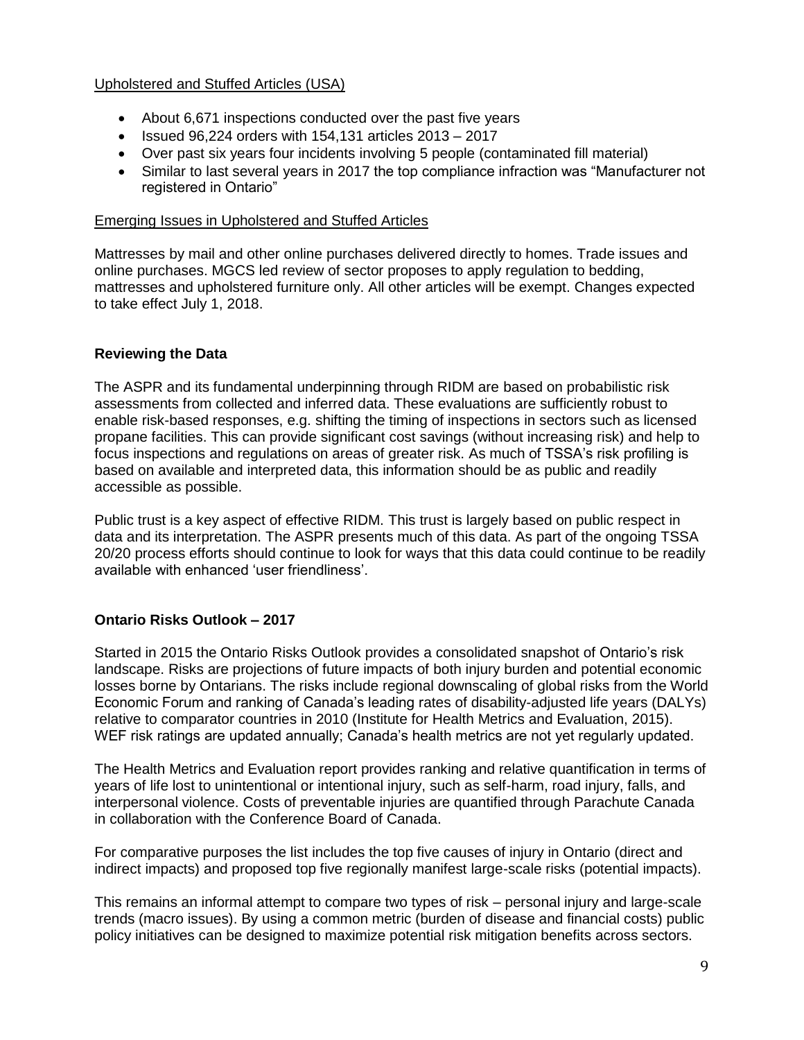Upholstered and Stuffed Articles (USA)

- About 6,671 inspections conducted over the past five years
- Issued 96,224 orders with 154,131 articles 2013 – 2017
- Over past six years four incidents involving 5 people (contaminated fill material)
- Similar to last several years in 2017 the top compliance infraction was "Manufacturer not registered in Ontario"

Emerging Issues in Upholstered and Stuffed Articles

Mattresses by mail and other online purchases delivered directly to homes. Trade issues and online purchases. MGCS led review of sector proposes to apply regulation to bedding, mattresses and upholstered furniture only. All other articles will be exempt. Changes expected to take effect July 1, 2018.

**Reviewing the Data**

The ASPR and its fundamental underpinning through RIDM are based on probabilistic risk assessments from collected and inferred data. These evaluations are sufficiently robust to enable risk-based responses, e.g. shifting the timing of inspections in sectors such as licensed propane facilities. This can provide significant cost savings (without increasing risk) and help to focus inspections and regulations on areas of greater risk. As much of TSSA's risk profiling is based on available and interpreted data, this information should be as public and readily accessible as possible.

Public trust is a key aspect of effective RIDM. This trust is largely based on public respect in data and its interpretation. The ASPR presents much of this data. As part of the ongoing TSSA 20/20 process efforts should continue to look for ways that this data could continue to be readily available with enhanced 'user friendliness'.

**Ontario Risks Outlook – 2017**

Started in 2015 the Ontario Risks Outlook provides a consolidated snapshot of Ontario's risk landscape. Risks are projections of future impacts of both injury burden and potential economic losses borne by Ontarians. The risks include regional downscaling of global risks from the World Economic Forum and ranking of Canada's leading rates of disability-adjusted life years (DALYs) relative to comparator countries in 2010 (Institute for Health Metrics and Evaluation, 2015). WEF risk ratings are updated annually; Canada's health metrics are not yet regularly updated.

The Health Metrics and Evaluation report provides ranking and relative quantification in terms of years of life lost to unintentional or intentional injury, such as self-harm, road injury, falls, and interpersonal violence. Costs of preventable injuries are quantified through Parachute Canada in collaboration with the Conference Board of Canada.

For comparative purposes the list includes the top five causes of injury in Ontario (direct and indirect impacts) and proposed top five regionally manifest large-scale risks (potential impacts).

This remains an informal attempt to compare two types of risk – personal injury and large-scale trends (macro issues). By using a common metric (burden of disease and financial costs) public policy initiatives can be designed to maximize potential risk mitigation benefits across sectors.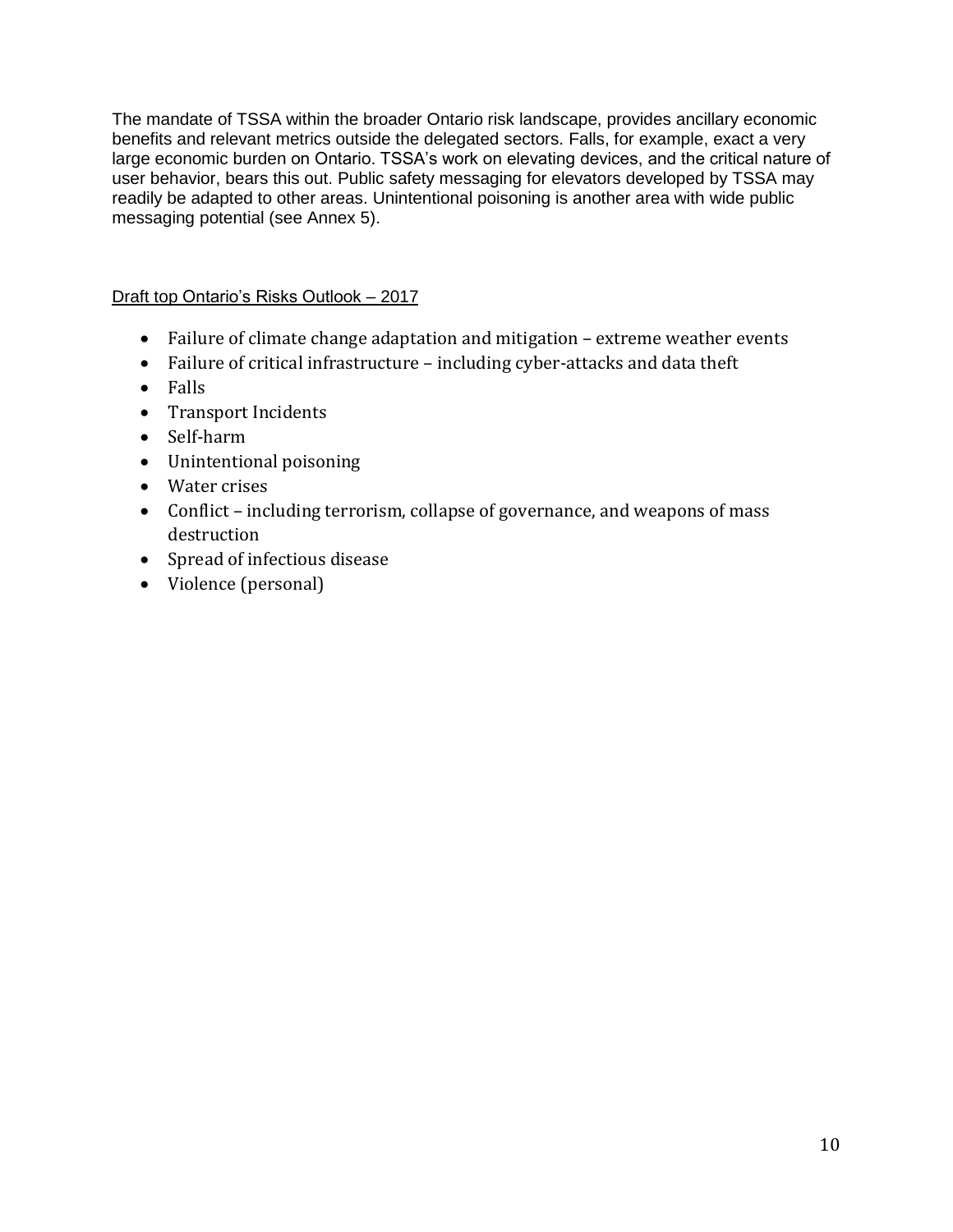The mandate of TSSA within the broader Ontario risk landscape, provides ancillary economic benefits and relevant metrics outside the delegated sectors. Falls, for example, exact a very large economic burden on Ontario. TSSA's work on elevating devices, and the critical nature of user behavior, bears this out. Public safety messaging for elevators developed by TSSA may readily be adapted to other areas. Unintentional poisoning is another area with wide public messaging potential (see Annex 5).

Draft top Ontario's Risks Outlook – 2017

- Failure of climate change adaptation and mitigation – extreme weather events
- Failure of critical infrastructure – including cyber-attacks and data theft
- Falls
- Transport Incidents
- Self-harm
- Unintentional poisoning
- Water crises
- Conflict – including terrorism, collapse of governance, and weapons of mass destruction
- Spread of infectious disease
- Violence (personal)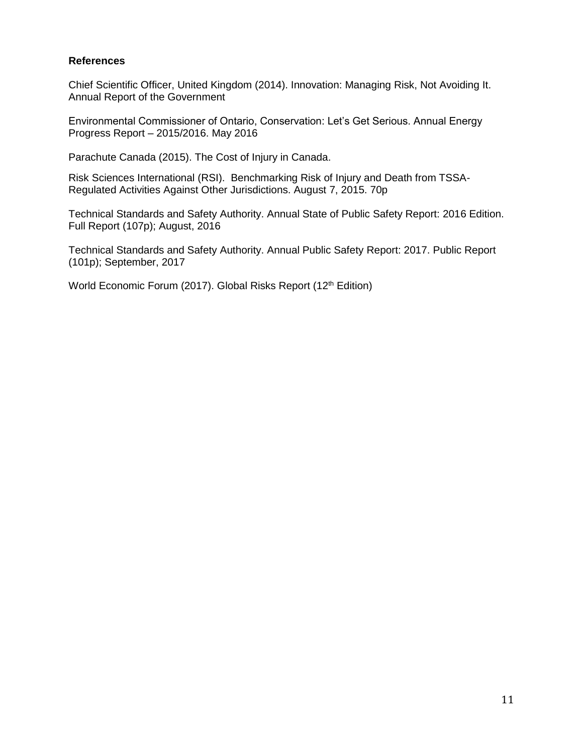**References**

Chief Scientific Officer, United Kingdom (2014). Innovation: Managing Risk, Not Avoiding It. Annual Report of the Government

Environmental Commissioner of Ontario, Conservation: Let's Get Serious. Annual Energy Progress Report – 2015/2016. May 2016

Parachute Canada (2015). The Cost of Injury in Canada.

Risk Sciences International (RSI). Benchmarking Risk of Injury and Death from TSSA-Regulated Activities Against Other Jurisdictions. August 7, 2015. 70p

Technical Standards and Safety Authority. Annual State of Public Safety Report: 2016 Edition. Full Report (107p); August, 2016

Technical Standards and Safety Authority. Annual Public Safety Report: 2017. Public Report (101p); September, 2017

World Economic Forum (2017). Global Risks Report (12th Edition)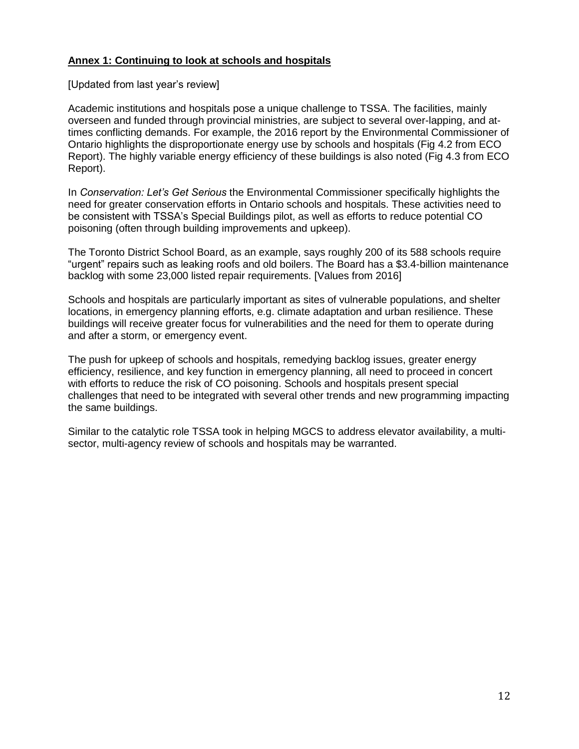## **Annex 1: Continuing to look at schools and hospitals**

[Updated from last year's review]

Academic institutions and hospitals pose a unique challenge to TSSA. The facilities, mainly overseen and funded through provincial ministries, are subject to several over-lapping, and at-times conflicting demands. For example, the 2016 report by the Environmental Commissioner of Ontario highlights the disproportionate energy use by schools and hospitals (Fig 4.2 from ECO Report). The highly variable energy efficiency of these buildings is also noted (Fig 4.3 from ECO Report).

In *Conservation: Let's Get Serious* the Environmental Commissioner specifically highlights the need for greater conservation efforts in Ontario schools and hospitals. These activities need to be consistent with TSSA's Special Buildings pilot, as well as efforts to reduce potential CO poisoning (often through building improvements and upkeep).

The Toronto District School Board, as an example, says roughly 200 of its 588 schools require "urgent" repairs such as leaking roofs and old boilers. The Board has a $3.4-billion maintenance backlog with some 23,000 listed repair requirements. [Values from 2016]

Schools and hospitals are particularly important as sites of vulnerable populations, and shelter locations, in emergency planning efforts, e.g. climate adaptation and urban resilience. These buildings will receive greater focus for vulnerabilities and the need for them to operate during and after a storm, or emergency event.

The push for upkeep of schools and hospitals, remedying backlog issues, greater energy efficiency, resilience, and key function in emergency planning, all need to proceed in concert with efforts to reduce the risk of CO poisoning. Schools and hospitals present special challenges that need to be integrated with several other trends and new programming impacting the same buildings.

Similar to the catalytic role TSSA took in helping MGCS to address elevator availability, a multi-sector, multi-agency review of schools and hospitals may be warranted.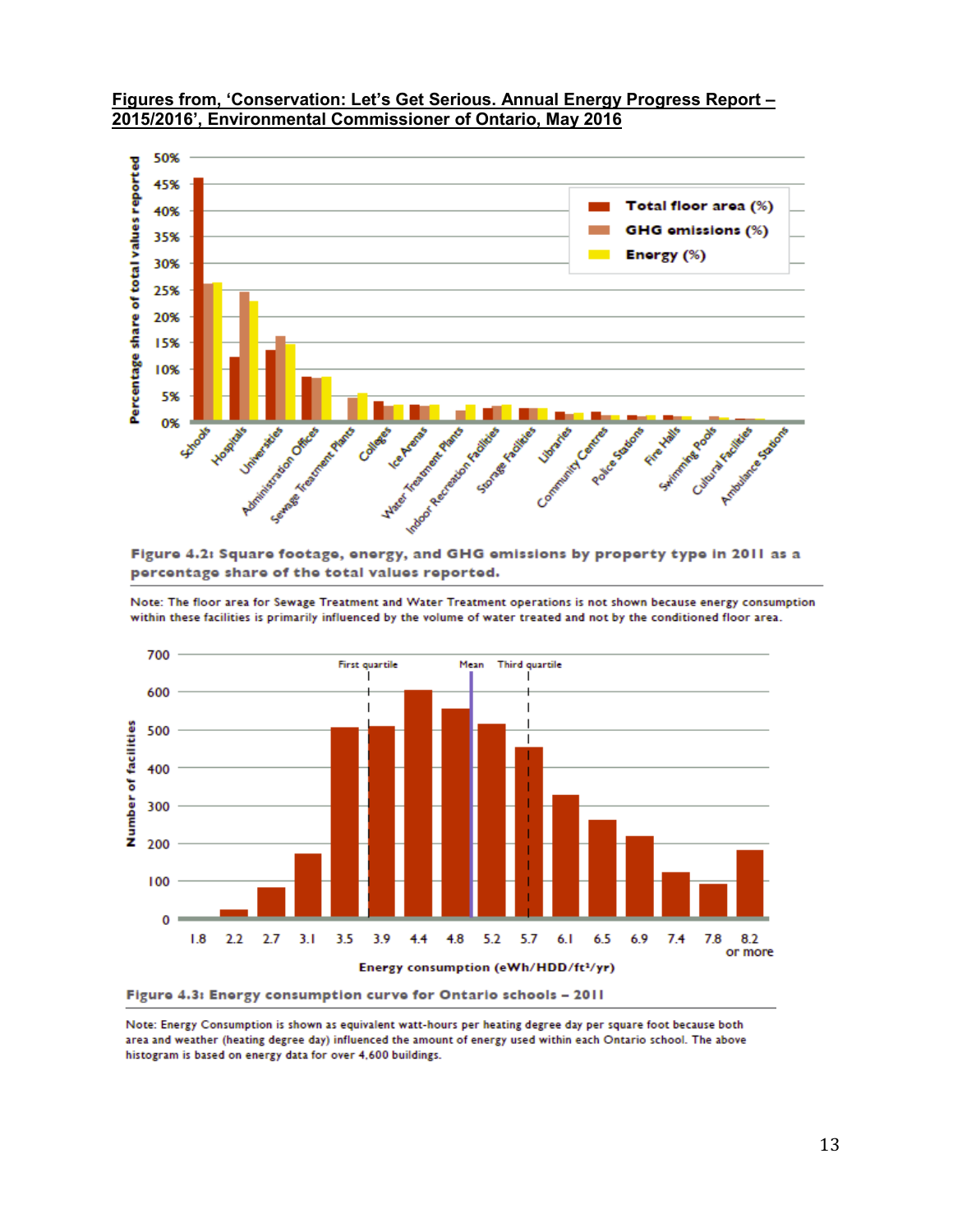**Figures from, 'Conservation: Let's Get Serious. Annual Energy Progress Report – 2015/2016', Environmental Commissioner of Ontario, May 2016**

**Figure 4.2: Square footage, energy, and GHG emissions by property type in 2011 as a percentage share of the total values reported.**

Note: The floor area for Sewage Treatment and Water Treatment operations is not shown because energy consumption within these facilities is primarily influenced by the volume of water treated and not by the conditioned floor area.

**Figure 4.3: Energy consumption curve for Ontario schools – 2011**

Note: Energy Consumption is shown as equivalent watt-hours per heating degree day per square foot because both area and weather (heating degree day) influenced the amount of energy used within each Ontario school. The above histogram is based on energy data for over 4,600 buildings.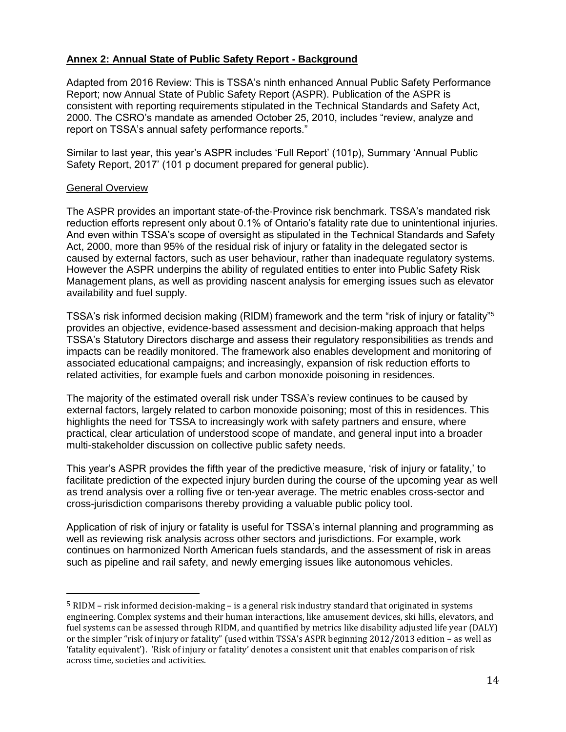## **Annex 2: Annual State of Public Safety Report - Background**

Adapted from 2016 Review: This is TSSA's ninth enhanced Annual Public Safety Performance Report; now Annual State of Public Safety Report (ASPR). Publication of the ASPR is consistent with reporting requirements stipulated in the Technical Standards and Safety Act, 2000. The CSRO's mandate as amended October 25, 2010, includes "review, analyze and report on TSSA's annual safety performance reports."

Similar to last year, this year's ASPR includes 'Full Report' (101p), Summary 'Annual Public Safety Report, 2017' (101 p document prepared for general public).

General Overview

The ASPR provides an important state-of-the-Province risk benchmark. TSSA's mandated risk reduction efforts represent only about 0.1% of Ontario's fatality rate due to unintentional injuries. And even within TSSA's scope of oversight as stipulated in the Technical Standards and Safety Act, 2000, more than 95% of the residual risk of injury or fatality in the delegated sector is caused by external factors, such as user behaviour, rather than inadequate regulatory systems. However the ASPR underpins the ability of regulated entities to enter into Public Safety Risk Management plans, as well as providing nascent analysis for emerging issues such as elevator availability and fuel supply.

TSSA's risk informed decision making (RIDM) framework and the term "risk of injury or fatality"[5] provides an objective, evidence-based assessment and decision-making approach that helps TSSA's Statutory Directors discharge and assess their regulatory responsibilities as trends and impacts can be readily monitored. The framework also enables development and monitoring of associated educational campaigns; and increasingly, expansion of risk reduction efforts to related activities, for example fuels and carbon monoxide poisoning in residences.

The majority of the estimated overall risk under TSSA's review continues to be caused by external factors, largely related to carbon monoxide poisoning; most of this in residences. This highlights the need for TSSA to increasingly work with safety partners and ensure, where practical, clear articulation of understood scope of mandate, and general input into a broader multi-stakeholder discussion on collective public safety needs.

This year's ASPR provides the fifth year of the predictive measure, 'risk of injury or fatality,' to facilitate prediction of the expected injury burden during the course of the upcoming year as well as trend analysis over a rolling five or ten-year average. The metric enables cross-sector and cross-jurisdiction comparisons thereby providing a valuable public policy tool.

Application of risk of injury or fatality is useful for TSSA's internal planning and programming as well as reviewing risk analysis across other sectors and jurisdictions. For example, work continues on harmonized North American fuels standards, and the assessment of risk in areas such as pipeline and rail safety, and newly emerging issues like autonomous vehicles.

---

[5] RIDM – risk informed decision-making – is a general risk industry standard that originated in systems engineering. Complex systems and their human interactions, like amusement devices, ski hills, elevators, and fuel systems can be assessed through RIDM, and quantified by metrics like disability adjusted life year (DALY) or the simpler "risk of injury or fatality" (used within TSSA's ASPR beginning 2012/2013 edition – as well as 'fatality equivalent'). 'Risk of injury or fatality' denotes a consistent unit that enables comparison of risk across time, societies and activities.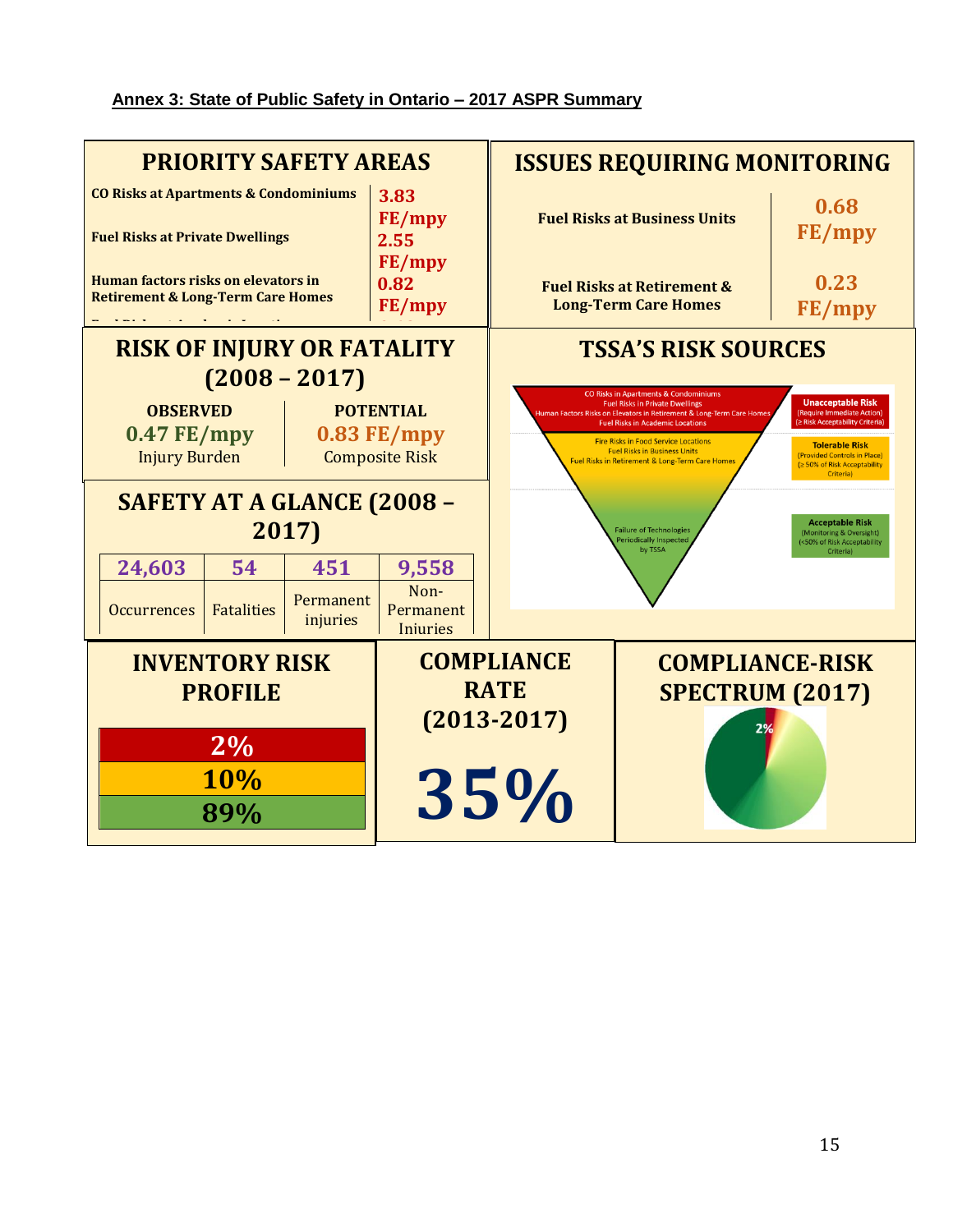**Annex 3: State of Public Safety in Ontario – 2017 ASPR Summary**

## PRIORITY SAFETY AREAS

| | |
|---|---|
| CO Risks at Apartments & Condominiums | 3.83 FE/mpy |
| Fuel Risks at Private Dwellings | 2.55 FE/mpy |
| Human factors risks on elevators in Retirement & Long-Term Care Homes | 0.82 FE/mpy |

## ISSUES REQUIRING MONITORING

| | |
|---|---|
| Fuel Risks at Business Units | 0.68 FE/mpy |
| Fuel Risks at Retirement & Long-Term Care Homes | 0.23 FE/mpy |

## RISK OF INJURY OR FATALITY (2008 – 2017)

| OBSERVED | POTENTIAL |
|---|---|
| 0.47 FE/mpy | 0.83 FE/mpy |
| Injury Burden | Composite Risk |

## TSSA'S RISK SOURCES

- CO Risks in Apartments & Condominiums
- Fuel Risks in Private Dwellings
- Human Factors Risks on Elevators in Retirement & Long-Term Care Homes
- Fuel Risks in Academic Locations

**Unacceptable Risk** (Require Immediate Action) (≥ Risk Acceptability Criteria)

- Fire Risks in Food Service Locations
- Fuel Risks in Business Units
- Fuel Risks in Retirement & Long-Term Care Homes

**Tolerable Risk** (Provided Controls in Place) (≥ 50% of Risk Acceptability Criteria)

- Failure of Technologies Periodically Inspected by TSSA

**Acceptable Risk** (Monitoring & Oversight) (<50% of Risk Acceptability Criteria)

## SAFETY AT A GLANCE (2008 – 2017)

| 24,603 | 54 | 451 | 9,558 |
|---|---|---|---|
| Occurrences | Fatalities | Permanent injuries | Non-Permanent Injuries |

## INVENTORY RISK PROFILE

| |
|---|
| 2% |
| 10% |
| 89% |

## COMPLIANCE RATE (2013-2017)

**35%**

## COMPLIANCE-RISK SPECTRUM (2017)

2%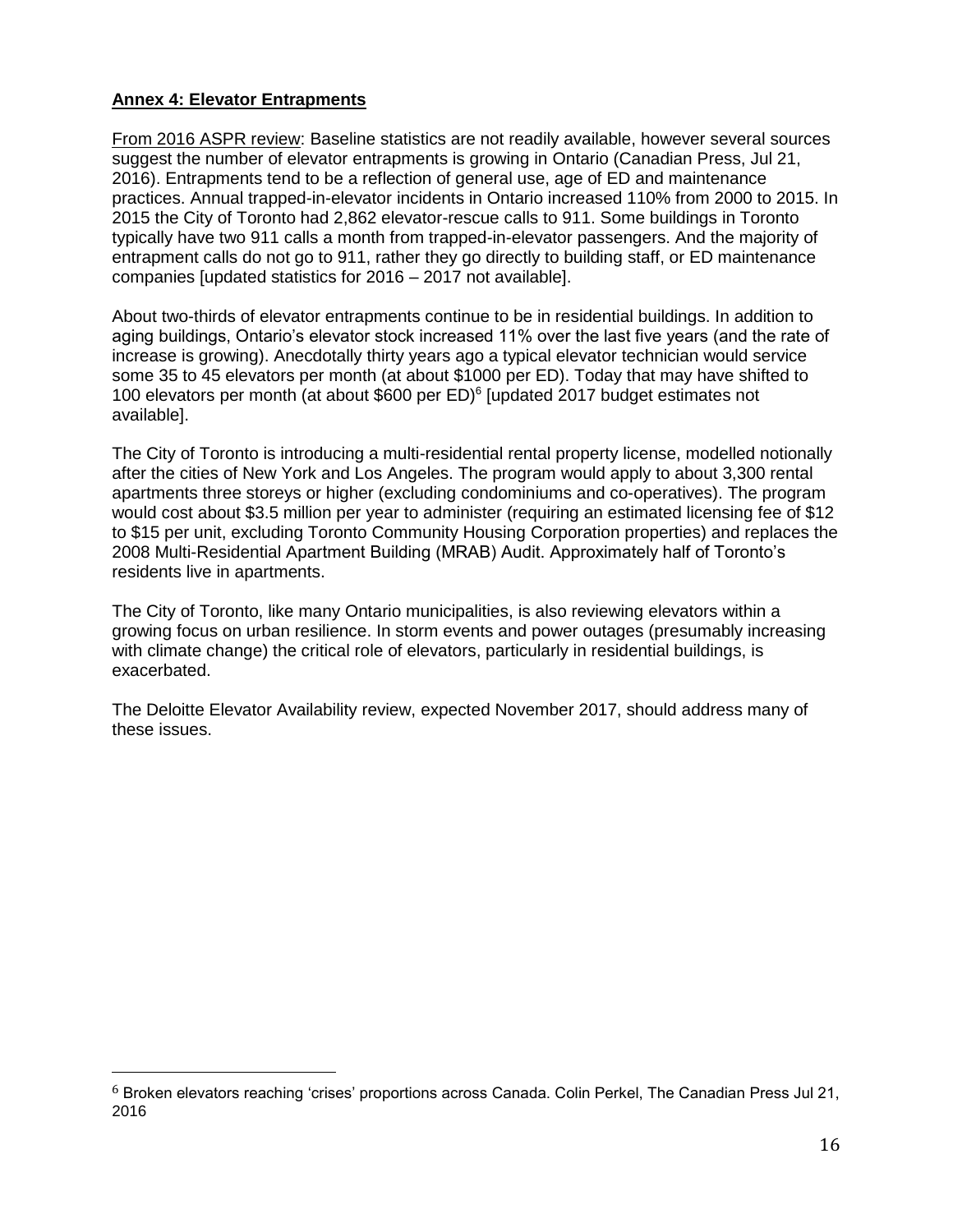## Annex 4: Elevator Entrapments

From 2016 ASPR review: Baseline statistics are not readily available, however several sources suggest the number of elevator entrapments is growing in Ontario (Canadian Press, Jul 21, 2016). Entrapments tend to be a reflection of general use, age of ED and maintenance practices. Annual trapped-in-elevator incidents in Ontario increased 110% from 2000 to 2015. In 2015 the City of Toronto had 2,862 elevator-rescue calls to 911. Some buildings in Toronto typically have two 911 calls a month from trapped-in-elevator passengers. And the majority of entrapment calls do not go to 911, rather they go directly to building staff, or ED maintenance companies [updated statistics for 2016 – 2017 not available].

About two-thirds of elevator entrapments continue to be in residential buildings. In addition to aging buildings, Ontario's elevator stock increased 11% over the last five years (and the rate of increase is growing). Anecdotally thirty years ago a typical elevator technician would service some 35 to 45 elevators per month (at about $1000 per ED). Today that may have shifted to 100 elevators per month (at about $600 per ED)[6] [updated 2017 budget estimates not available].

The City of Toronto is introducing a multi-residential rental property license, modelled notionally after the cities of New York and Los Angeles. The program would apply to about 3,300 rental apartments three storeys or higher (excluding condominiums and co-operatives). The program would cost about $3.5 million per year to administer (requiring an estimated licensing fee of $12 to $15 per unit, excluding Toronto Community Housing Corporation properties) and replaces the 2008 Multi-Residential Apartment Building (MRAB) Audit. Approximately half of Toronto's residents live in apartments.

The City of Toronto, like many Ontario municipalities, is also reviewing elevators within a growing focus on urban resilience. In storm events and power outages (presumably increasing with climate change) the critical role of elevators, particularly in residential buildings, is exacerbated.

The Deloitte Elevator Availability review, expected November 2017, should address many of these issues.

---

[6] Broken elevators reaching 'crises' proportions across Canada. Colin Perkel, The Canadian Press Jul 21, 2016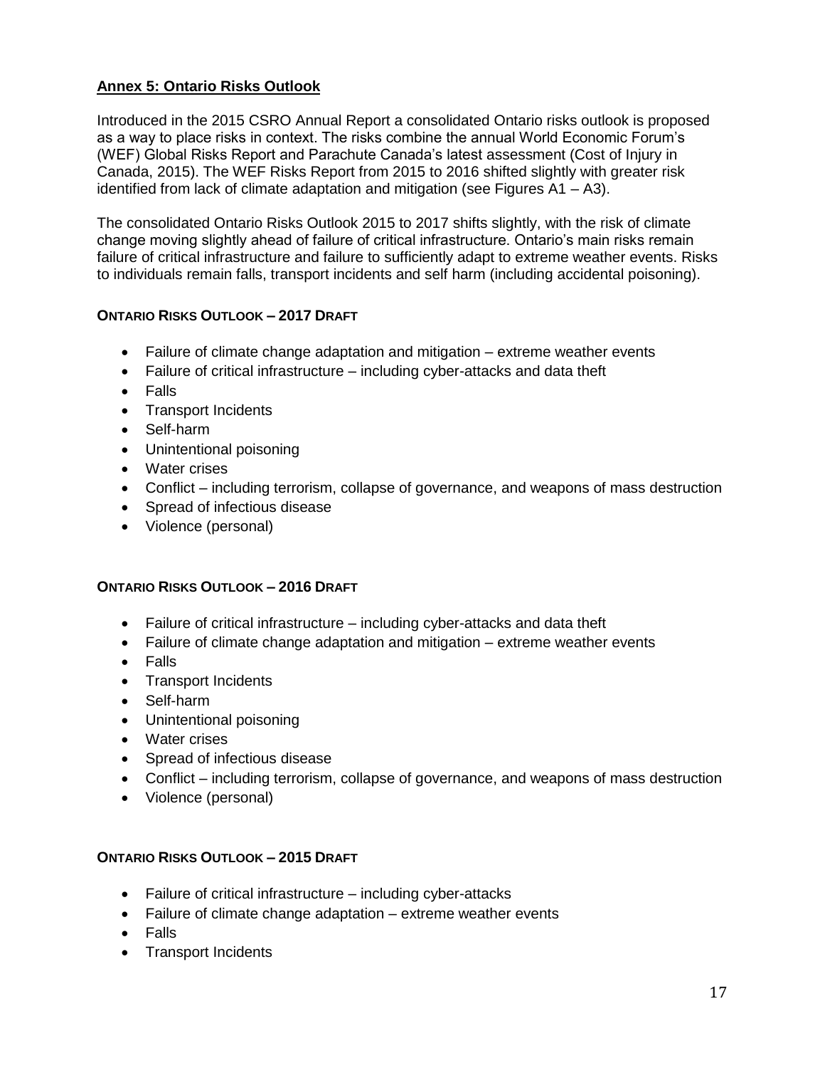## Annex 5: Ontario Risks Outlook

Introduced in the 2015 CSRO Annual Report a consolidated Ontario risks outlook is proposed as a way to place risks in context. The risks combine the annual World Economic Forum's (WEF) Global Risks Report and Parachute Canada's latest assessment (Cost of Injury in Canada, 2015). The WEF Risks Report from 2015 to 2016 shifted slightly with greater risk identified from lack of climate adaptation and mitigation (see Figures A1 – A3).

The consolidated Ontario Risks Outlook 2015 to 2017 shifts slightly, with the risk of climate change moving slightly ahead of failure of critical infrastructure. Ontario's main risks remain failure of critical infrastructure and failure to sufficiently adapt to extreme weather events. Risks to individuals remain falls, transport incidents and self harm (including accidental poisoning).

### ONTARIO RISKS OUTLOOK – 2017 DRAFT

- Failure of climate change adaptation and mitigation – extreme weather events
- Failure of critical infrastructure – including cyber-attacks and data theft
- Falls
- Transport Incidents
- Self-harm
- Unintentional poisoning
- Water crises
- Conflict – including terrorism, collapse of governance, and weapons of mass destruction
- Spread of infectious disease
- Violence (personal)

### ONTARIO RISKS OUTLOOK – 2016 DRAFT

- Failure of critical infrastructure – including cyber-attacks and data theft
- Failure of climate change adaptation and mitigation – extreme weather events
- Falls
- Transport Incidents
- Self-harm
- Unintentional poisoning
- Water crises
- Spread of infectious disease
- Conflict – including terrorism, collapse of governance, and weapons of mass destruction
- Violence (personal)

### ONTARIO RISKS OUTLOOK – 2015 DRAFT

- Failure of critical infrastructure – including cyber-attacks
- Failure of climate change adaptation – extreme weather events
- Falls
- Transport Incidents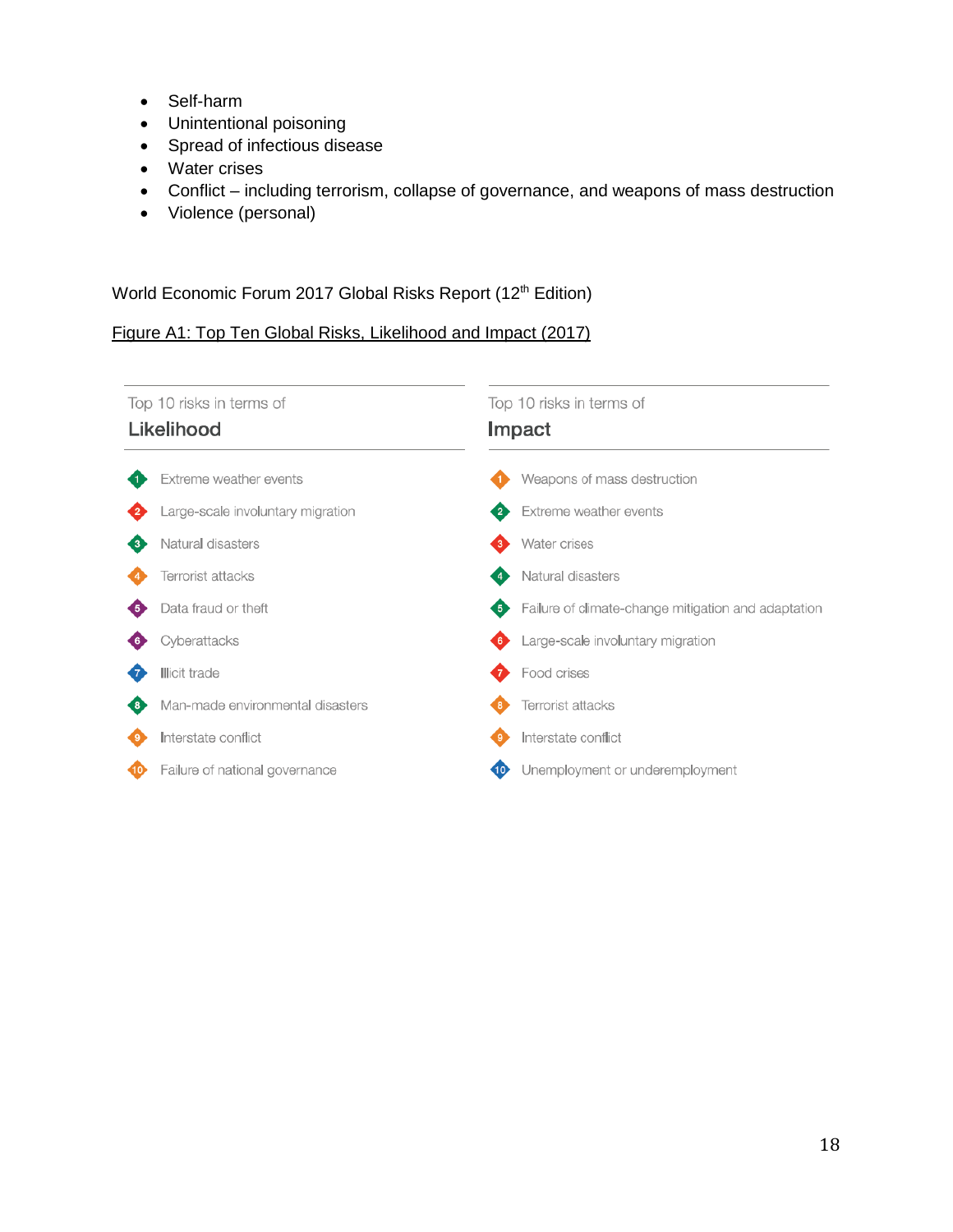- Self-harm
- Unintentional poisoning
- Spread of infectious disease
- Water crises
- Conflict – including terrorism, collapse of governance, and weapons of mass destruction
- Violence (personal)

World Economic Forum 2017 Global Risks Report (12th Edition)

Figure A1: Top Ten Global Risks, Likelihood and Impact (2017)

| Rank | Top 10 risks in terms of **Likelihood** | Top 10 risks in terms of **Impact** |
|---|---|---|
| 1 | Extreme weather events | Weapons of mass destruction |
| 2 | Large-scale involuntary migration | Extreme weather events |
| 3 | Natural disasters | Water crises |
| 4 | Terrorist attacks | Natural disasters |
| 5 | Data fraud or theft | Failure of climate-change mitigation and adaptation |
| 6 | Cyberattacks | Large-scale involuntary migration |
| 7 | Illicit trade | Food crises |
| 8 | Man-made environmental disasters | Terrorist attacks |
| 9 | Interstate conflict | Interstate conflict |
| 10 | Failure of national governance | Unemployment or underemployment |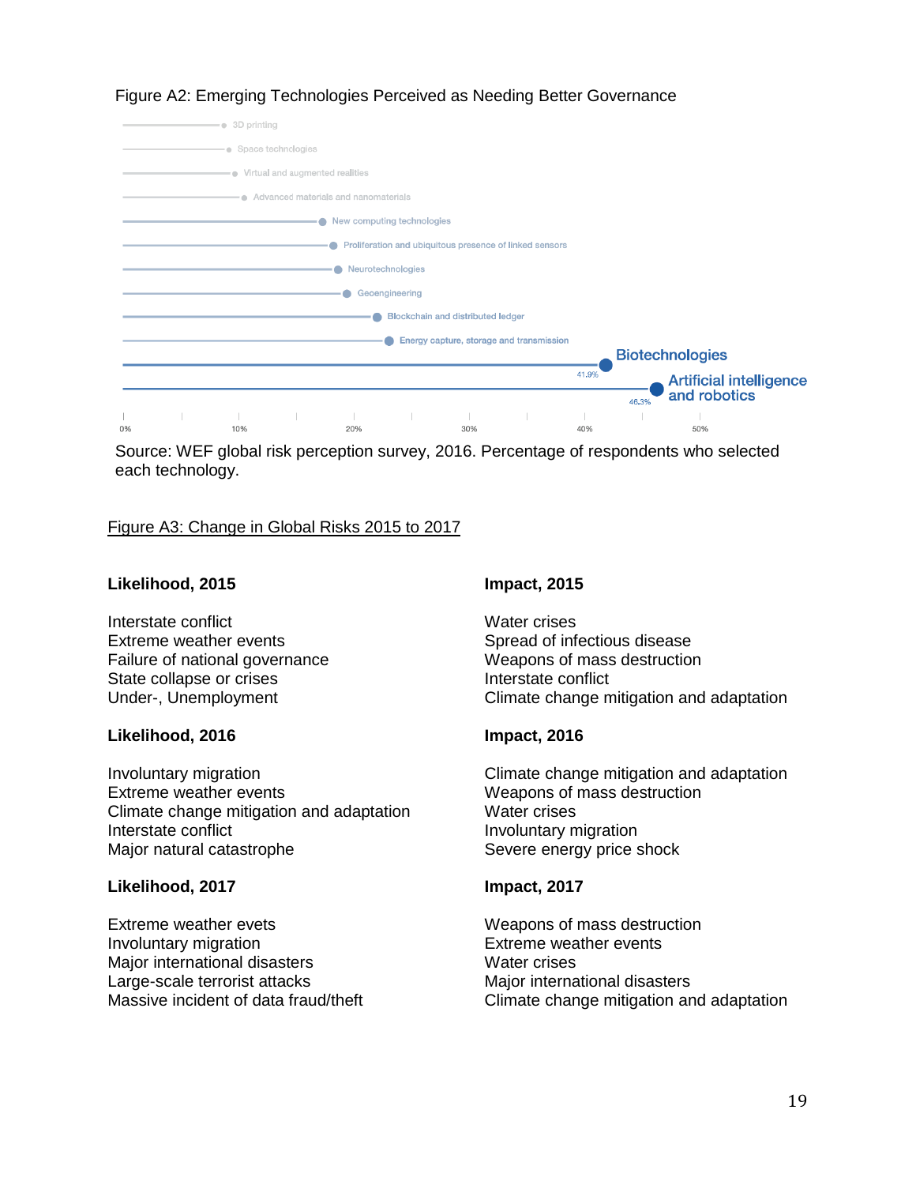Figure A2: Emerging Technologies Perceived as Needing Better Governance

3D printing
Space technologies
Virtual and augmented realities
Advanced materials and nanomaterials
New computing technologies
Proliferation and ubiquitous presence of linked sensors
Neurotechnologies
Geoengineering
Blockchain and distributed ledger
Energy capture, storage and transmission
Biotechnologies
41.9%
Artificial intelligence and robotics
46.3%

0% 10% 20% 30% 40% 50%

Source: WEF global risk perception survey, 2016. Percentage of respondents who selected each technology.

Figure A3: Change in Global Risks 2015 to 2017

**Likelihood, 2015**

Interstate conflict
Extreme weather events
Failure of national governance
State collapse or crises
Under-, Unemployment

**Impact, 2015**

Water crises
Spread of infectious disease
Weapons of mass destruction
Interstate conflict
Climate change mitigation and adaptation

**Likelihood, 2016**

Involuntary migration
Extreme weather events
Climate change mitigation and adaptation
Interstate conflict
Major natural catastrophe

**Impact, 2016**

Climate change mitigation and adaptation
Weapons of mass destruction
Water crises
Involuntary migration
Severe energy price shock

**Likelihood, 2017**

Extreme weather evets
Involuntary migration
Major international disasters
Large-scale terrorist attacks
Massive incident of data fraud/theft

**Impact, 2017**

Weapons of mass destruction
Extreme weather events
Water crises
Major international disasters
Climate change mitigation and adaptation